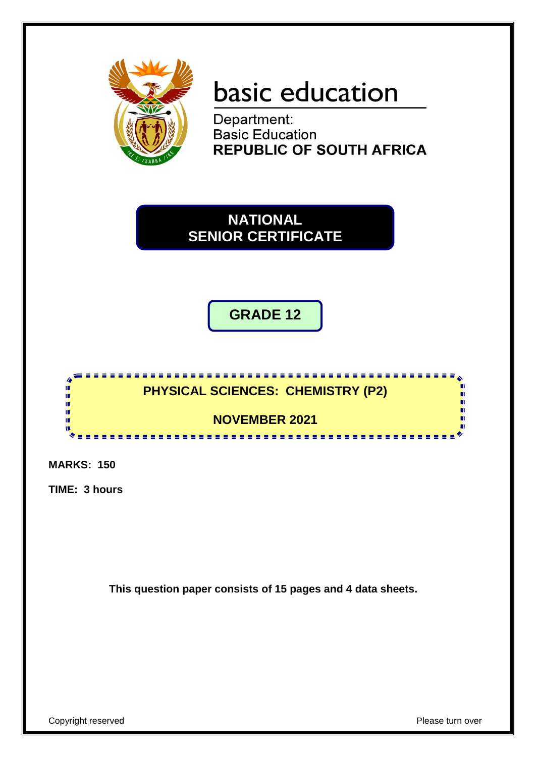basic education

Department:
Basic Education
**REPUBLIC OF SOUTH AFRICA**

# NATIONAL SENIOR CERTIFICATE

## GRADE 12

## PHYSICAL SCIENCES: CHEMISTRY (P2)

## NOVEMBER 2021

**MARKS: 150**

**TIME: 3 hours**

**This question paper consists of 15 pages and 4 data sheets.**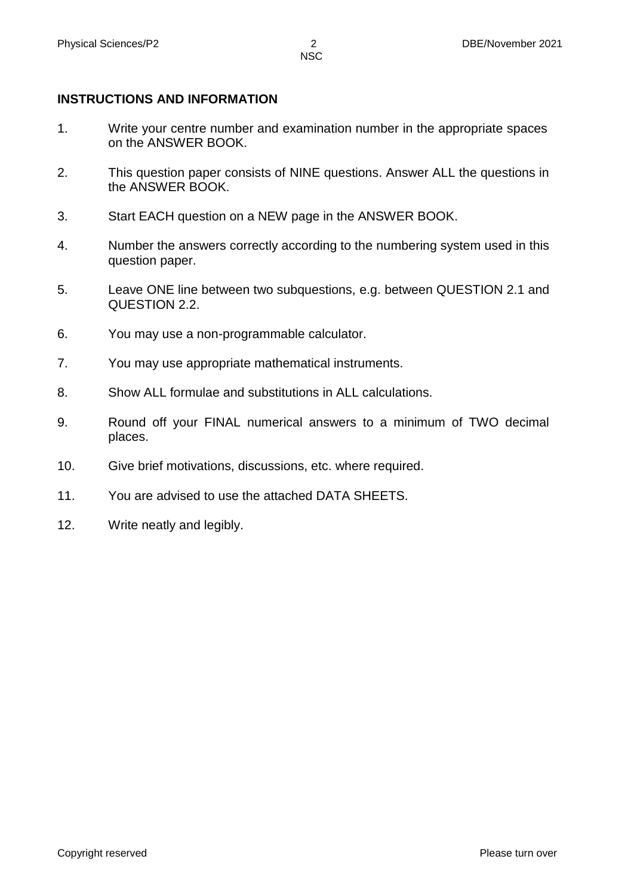## INSTRUCTIONS AND INFORMATION

1. Write your centre number and examination number in the appropriate spaces on the ANSWER BOOK.

2. This question paper consists of NINE questions. Answer ALL the questions in the ANSWER BOOK.

3. Start EACH question on a NEW page in the ANSWER BOOK.

4. Number the answers correctly according to the numbering system used in this question paper.

5. Leave ONE line between two subquestions, e.g. between QUESTION 2.1 and QUESTION 2.2.

6. You may use a non-programmable calculator.

7. You may use appropriate mathematical instruments.

8. Show ALL formulae and substitutions in ALL calculations.

9. Round off your FINAL numerical answers to a minimum of TWO decimal places.

10. Give brief motivations, discussions, etc. where required.

11. You are advised to use the attached DATA SHEETS.

12. Write neatly and legibly.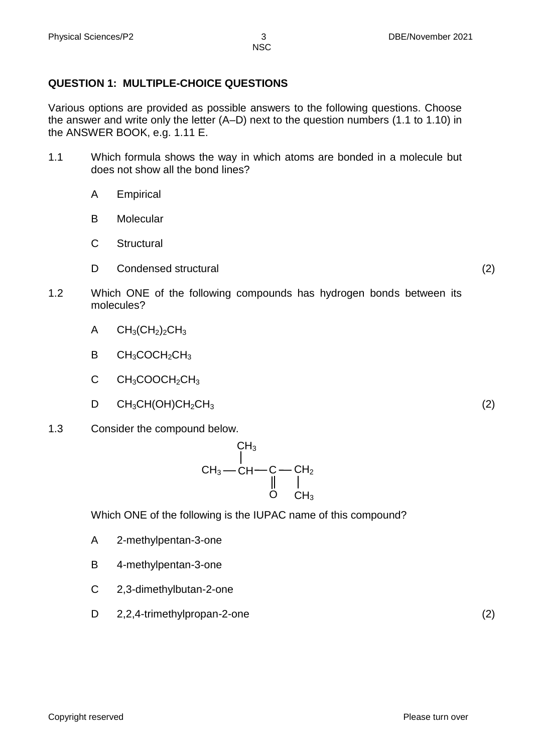## QUESTION 1: MULTIPLE-CHOICE QUESTIONS

Various options are provided as possible answers to the following questions. Choose the answer and write only the letter (A–D) next to the question numbers (1.1 to 1.10) in the ANSWER BOOK, e.g. 1.11 E.

1.1 Which formula shows the way in which atoms are bonded in a molecule but does not show all the bond lines?

- A Empirical
- B Molecular
- C Structural
- D Condensed structural (2)

1.2 Which ONE of the following compounds has hydrogen bonds between its molecules?

- A $CH_3(CH_2)_2CH_3$
- B $CH_3COCH_2CH_3$
- C $CH_3COOCH_2CH_3$
- D $CH_3CH(OH)CH_2CH_3$ (2)

1.3 Consider the compound below.

```
            CH3
            |
     CH3 — CH — C — CH2
                ‖    |
                O    CH3
```

Which ONE of the following is the IUPAC name of this compound?

- A 2-methylpentan-3-one
- B 4-methylpentan-3-one
- C 2,3-dimethylbutan-2-one
- D 2,2,4-trimethylpropan-2-one (2)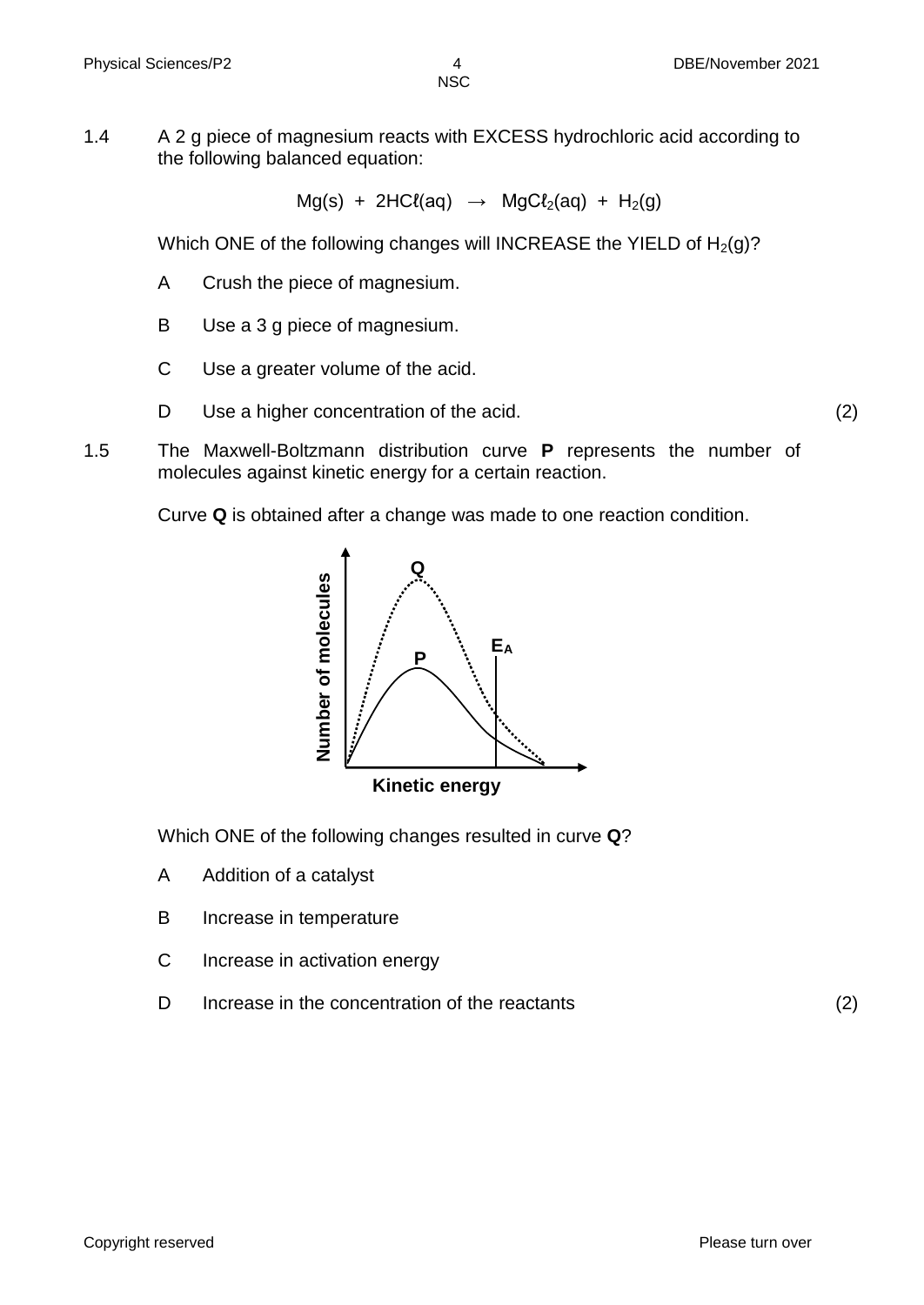1.4 A 2 g piece of magnesium reacts with EXCESS hydrochloric acid according to the following balanced equation:

$$Mg(s) + 2HC\ell(aq) \rightarrow MgC\ell_2(aq) + H_2(g)$$

Which ONE of the following changes will INCREASE the YIELD of $H_2(g)$?

A Crush the piece of magnesium.

B Use a 3 g piece of magnesium.

C Use a greater volume of the acid.

D Use a higher concentration of the acid. (2)

1.5 The Maxwell-Boltzmann distribution curve **P** represents the number of molecules against kinetic energy for a certain reaction.

Curve **Q** is obtained after a change was made to one reaction condition.

Which ONE of the following changes resulted in curve **Q**?

A Addition of a catalyst

B Increase in temperature

C Increase in activation energy

D Increase in the concentration of the reactants (2)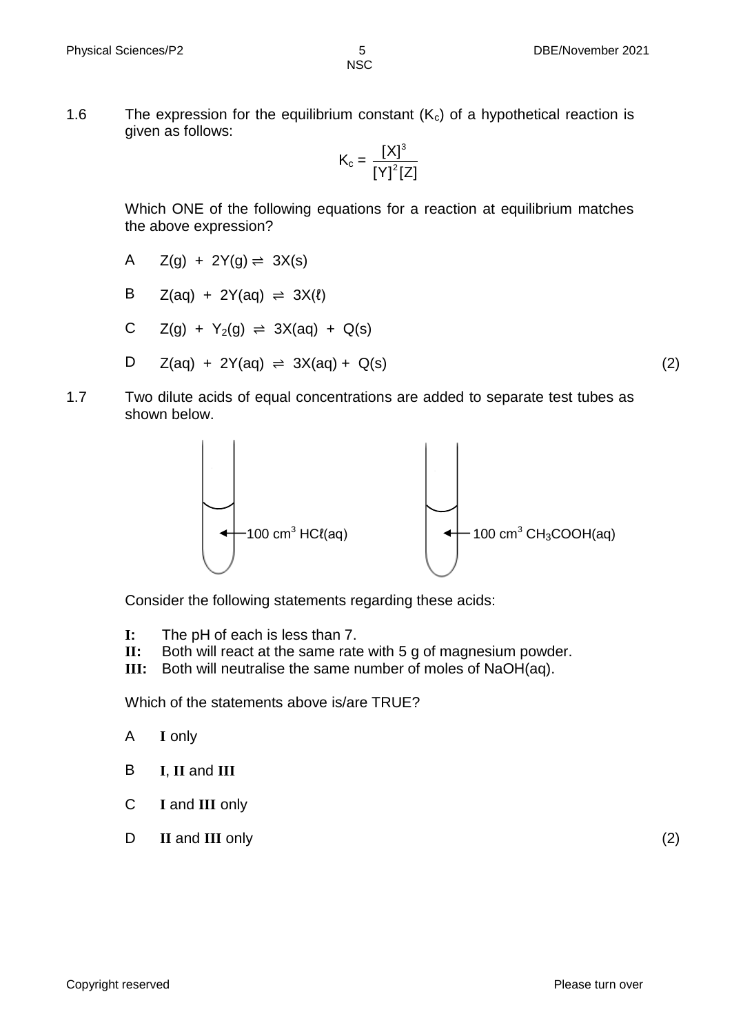1.6 The expression for the equilibrium constant ($K_c$) of a hypothetical reaction is given as follows:

$$K_c = \frac{[X]^3}{[Y]^2[Z]}$$

Which ONE of the following equations for a reaction at equilibrium matches the above expression?

A $Z(g) + 2Y(g) \rightleftharpoons 3X(s)$

B $Z(aq) + 2Y(aq) \rightleftharpoons 3X(\ell)$

C $Z(g) + Y_2(g) \rightleftharpoons 3X(aq) + Q(s)$

D $Z(aq) + 2Y(aq) \rightleftharpoons 3X(aq) + Q(s)$ (2)

1.7 Two dilute acids of equal concentrations are added to separate test tubes as shown below.

100 cm$^3$ $HC\ell(aq)$ 100 cm$^3$ $CH_3COOH(aq)$

Consider the following statements regarding these acids:

**I:** The pH of each is less than 7.
**II:** Both will react at the same rate with 5 g of magnesium powder.
**III:** Both will neutralise the same number of moles of NaOH(aq).

Which of the statements above is/are TRUE?

A **I** only

B **I**, **II** and **III**

C **I** and **III** only

D **II** and **III** only (2)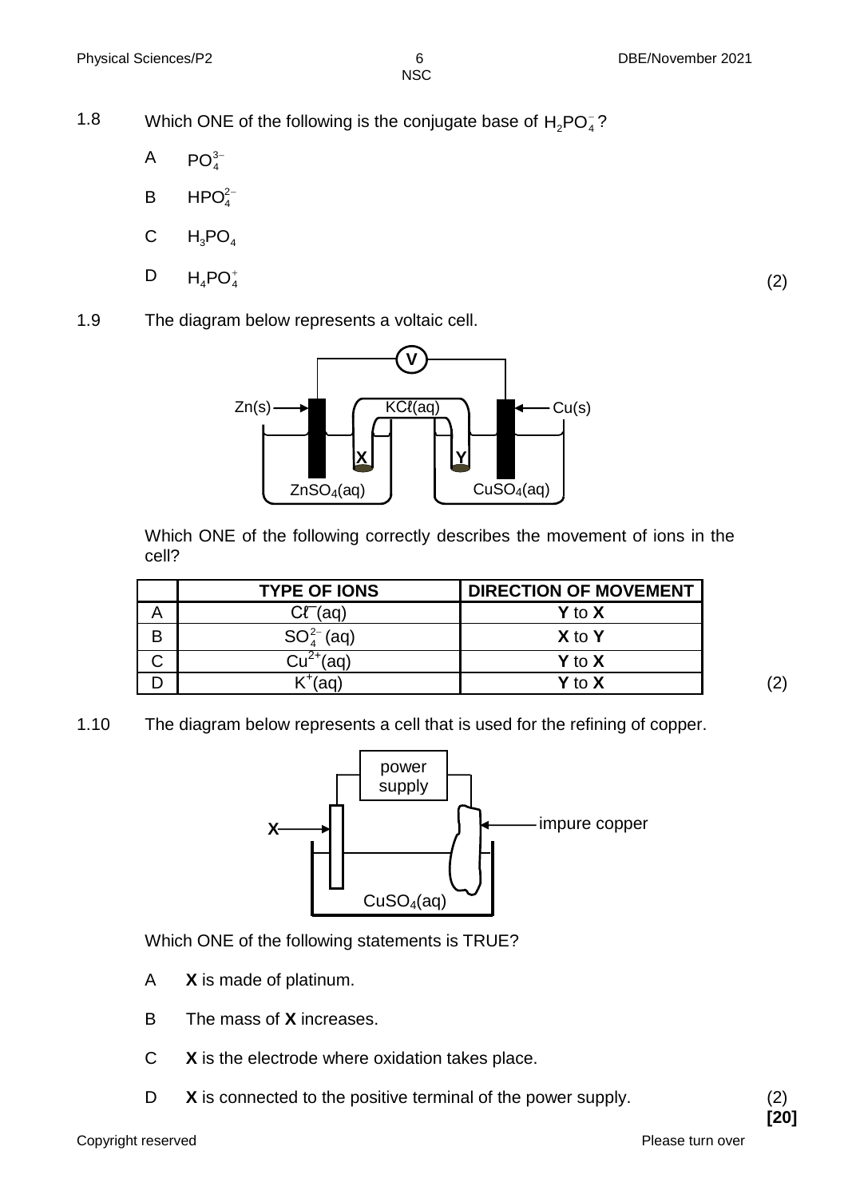1.8 Which ONE of the following is the conjugate base of $H_2PO_4^-$?

A $PO_4^{3-}$

B $HPO_4^{2-}$

C $H_3PO_4$

D $H_4PO_4^+$ (2)

1.9 The diagram below represents a voltaic cell.

Which ONE of the following correctly describes the movement of ions in the cell?

| | TYPE OF IONS | DIRECTION OF MOVEMENT |
|---|---|---|
| A | $Cℓ^-(aq)$ | **Y** to **X** |
| B | $SO_4^{2-}(aq)$ | **X** to **Y** |
| C | $Cu^{2+}(aq)$ | **Y** to **X** |
| D | $K^+(aq)$ | **Y** to **X** |

(2)

1.10 The diagram below represents a cell that is used for the refining of copper.

Which ONE of the following statements is TRUE?

A **X** is made of platinum.

B The mass of **X** increases.

C **X** is the electrode where oxidation takes place.

D **X** is connected to the positive terminal of the power supply. (2)

**[20]**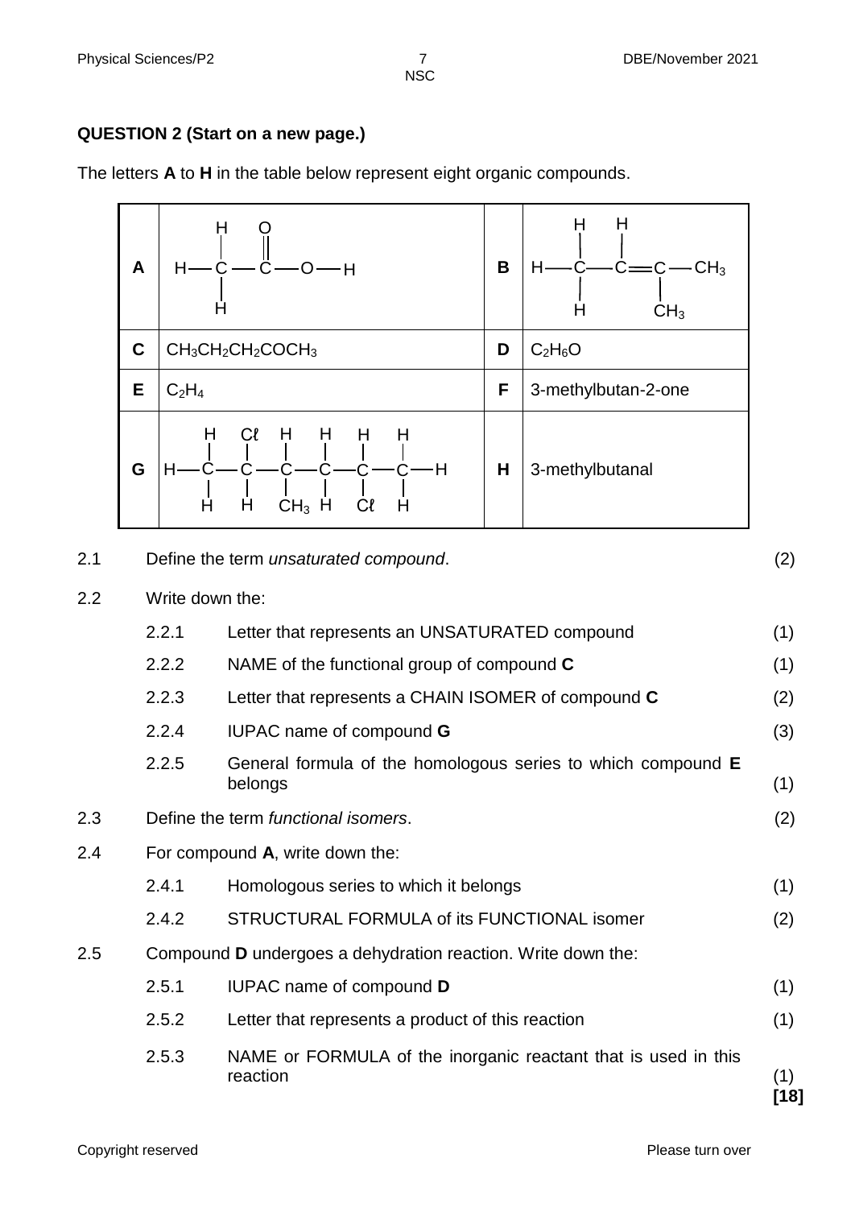## QUESTION 2 (Start on a new page.)

The letters **A** to **H** in the table below represent eight organic compounds.

| | | | |
|---|---|---|---|
| **A** | $CH_3COOH$ (structural formula: H–C(H)(H)–C(=O)–O–H) | **B** | H–C(H)(H)–C(H)=C(CH_3)–CH_3 (structural formula) |
| **C** | $CH_3CH_2CH_2COCH_3$ | **D** | $C_2H_6O$ |
| **E** | $C_2H_4$ | **F** | 3-methylbutan-2-one |
| **G** | H–C(H)(H)–C(Cℓ)(H)–C(H)(CH_3)–C(H)(H)–C(H)(Cℓ)–C(H)(H)–H (structural formula) | **H** | 3-methylbutanal |

2.1 Define the term *unsaturated compound*. (2)

2.2 Write down the:

2.2.1 Letter that represents an UNSATURATED compound (1)

2.2.2 NAME of the functional group of compound **C** (1)

2.2.3 Letter that represents a CHAIN ISOMER of compound **C** (2)

2.2.4 IUPAC name of compound **G** (3)

2.2.5 General formula of the homologous series to which compound **E** belongs (1)

2.3 Define the term *functional isomers*. (2)

2.4 For compound **A**, write down the:

2.4.1 Homologous series to which it belongs (1)

2.4.2 STRUCTURAL FORMULA of its FUNCTIONAL isomer (2)

2.5 Compound **D** undergoes a dehydration reaction. Write down the:

2.5.1 IUPAC name of compound **D** (1)

2.5.2 Letter that represents a product of this reaction (1)

2.5.3 NAME or FORMULA of the inorganic reactant that is used in this reaction (1)

**[18]**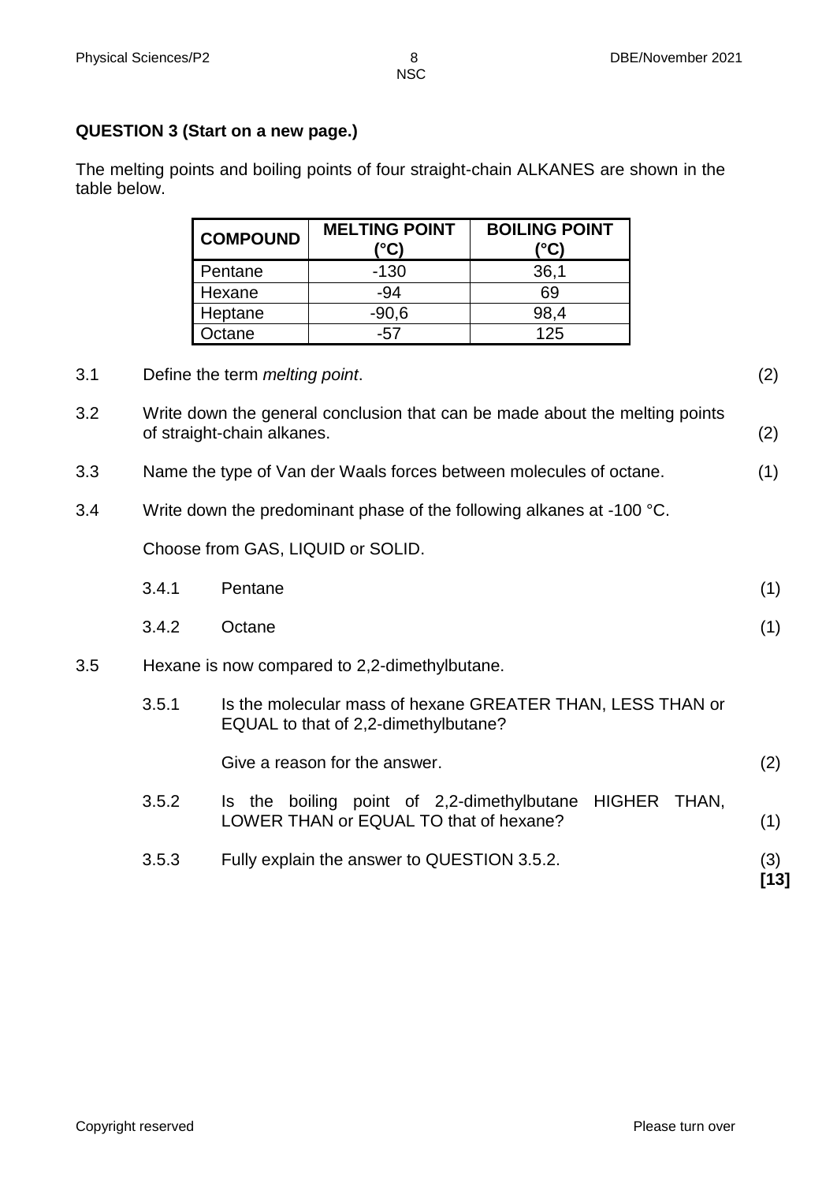## QUESTION 3 (Start on a new page.)

The melting points and boiling points of four straight-chain ALKANES are shown in the table below.

| COMPOUND | MELTING POINT (°C) | BOILING POINT (°C) |
|---|---|---|
| Pentane | -130 | 36,1 |
| Hexane | -94 | 69 |
| Heptane | -90,6 | 98,4 |
| Octane | -57 | 125 |

3.1 Define the term *melting point*. (2)

3.2 Write down the general conclusion that can be made about the melting points of straight-chain alkanes. (2)

3.3 Name the type of Van der Waals forces between molecules of octane. (1)

3.4 Write down the predominant phase of the following alkanes at -100 °C.

Choose from GAS, LIQUID or SOLID.

3.4.1 Pentane (1)

3.4.2 Octane (1)

3.5 Hexane is now compared to 2,2-dimethylbutane.

3.5.1 Is the molecular mass of hexane GREATER THAN, LESS THAN or EQUAL to that of 2,2-dimethylbutane?

Give a reason for the answer. (2)

3.5.2 Is the boiling point of 2,2-dimethylbutane HIGHER THAN, LOWER THAN or EQUAL TO that of hexane? (1)

3.5.3 Fully explain the answer to QUESTION 3.5.2. (3)

**[13]**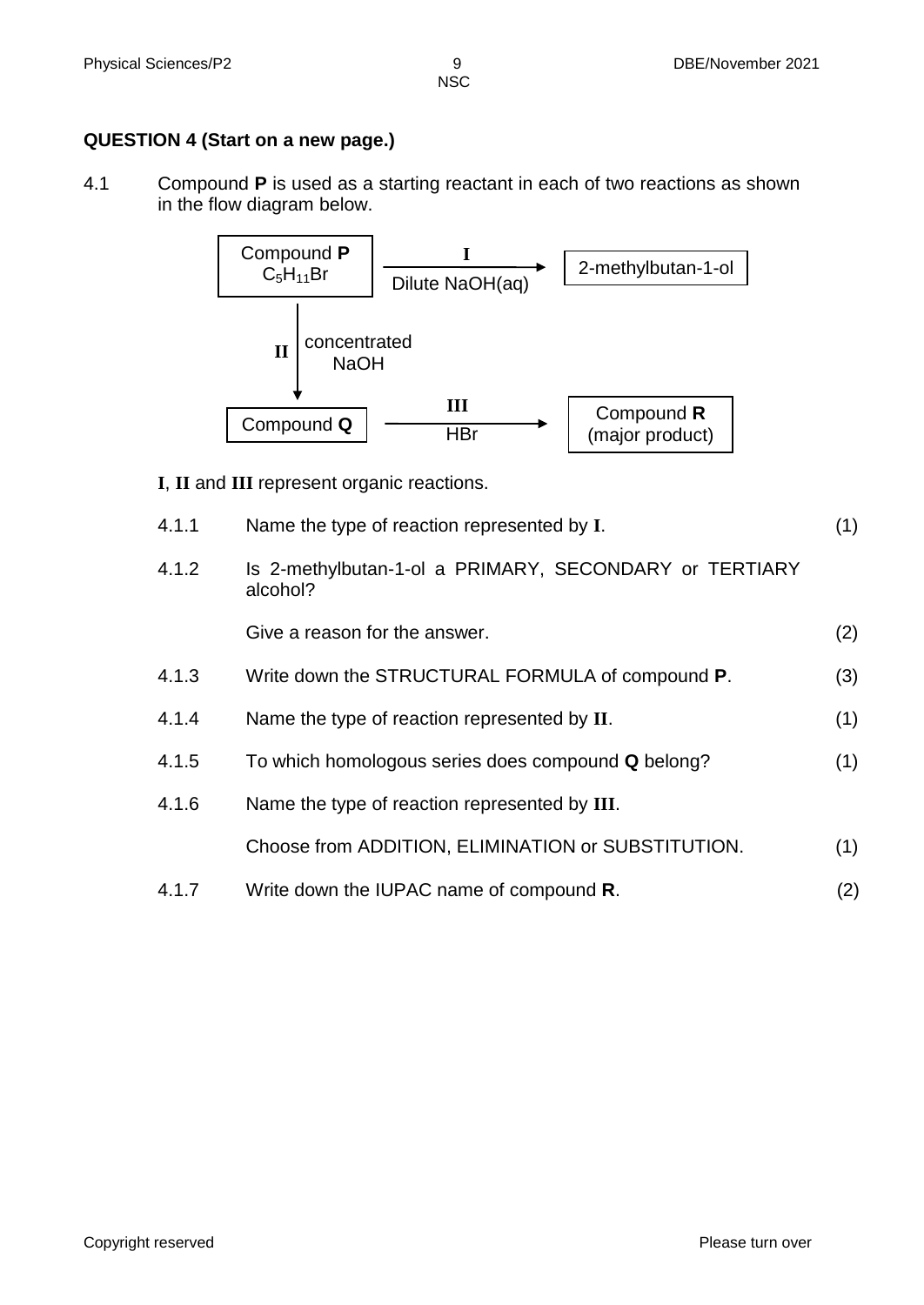## QUESTION 4 (Start on a new page.)

4.1 Compound **P** is used as a starting reactant in each of two reactions as shown in the flow diagram below.

```
Compound P        I
 C5H11Br    ------------->  2-methylbutan-1-ol
            Dilute NaOH(aq)
    |
 II | concentrated
    |    NaOH
    v
                  III
Compound Q  ------------->  Compound R
                  HBr       (major product)
```

**I**, **II** and **III** represent organic reactions.

4.1.1 Name the type of reaction represented by **I**. (1)

4.1.2 Is 2-methylbutan-1-ol a PRIMARY, SECONDARY or TERTIARY alcohol?

Give a reason for the answer. (2)

4.1.3 Write down the STRUCTURAL FORMULA of compound **P**. (3)

4.1.4 Name the type of reaction represented by **II**. (1)

4.1.5 To which homologous series does compound **Q** belong? (1)

4.1.6 Name the type of reaction represented by **III**.

Choose from ADDITION, ELIMINATION or SUBSTITUTION. (1)

4.1.7 Write down the IUPAC name of compound **R**. (2)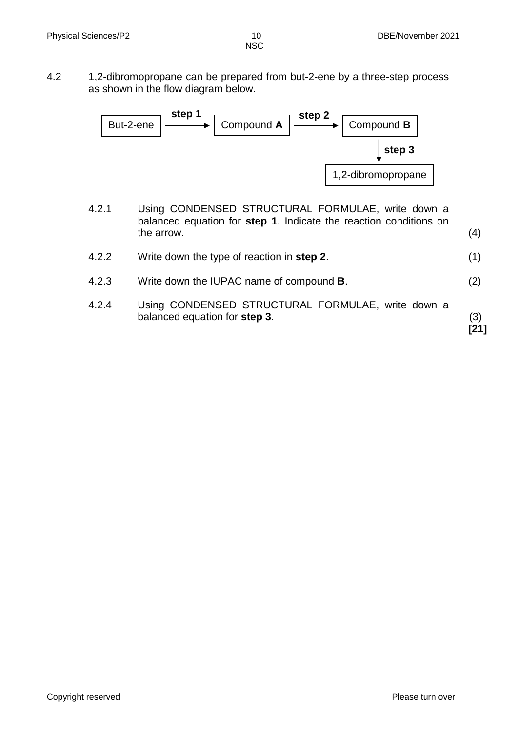4.2 1,2-dibromopropane can be prepared from but-2-ene by a three-step process as shown in the flow diagram below.

But-2-ene —**step 1**→ Compound **A** —**step 2**→ Compound **B** —**step 3**→ 1,2-dibromopropane

4.2.1 Using CONDENSED STRUCTURAL FORMULAE, write down a balanced equation for **step 1**. Indicate the reaction conditions on the arrow. (4)

4.2.2 Write down the type of reaction in **step 2**. (1)

4.2.3 Write down the IUPAC name of compound **B**. (2)

4.2.4 Using CONDENSED STRUCTURAL FORMULAE, write down a balanced equation for **step 3**. (3)

**[21]**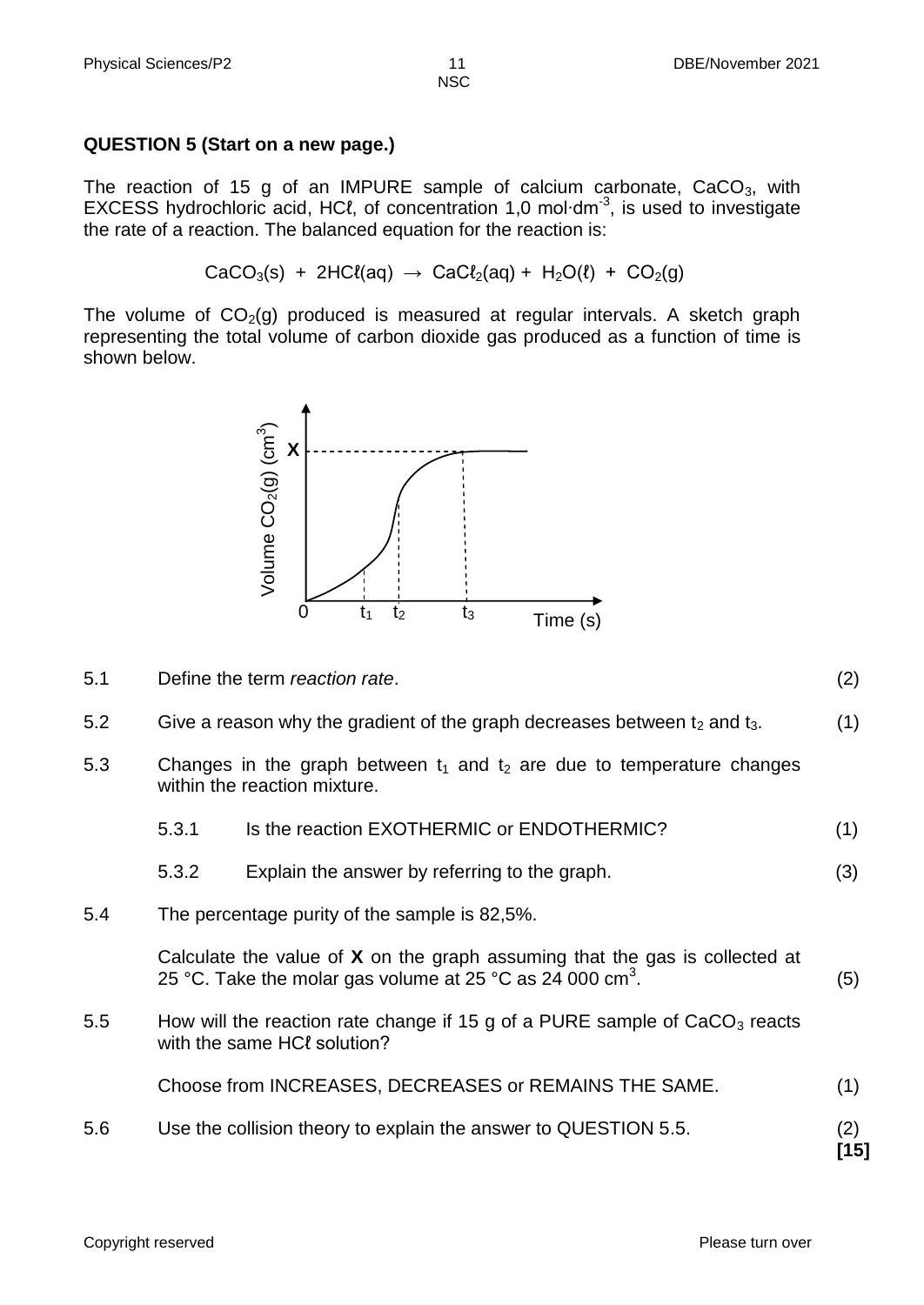## QUESTION 5 (Start on a new page.)

The reaction of 15 g of an IMPURE sample of calcium carbonate, $CaCO_3$, with EXCESS hydrochloric acid, $HC\ell$, of concentration 1,0 mol·dm$^{-3}$, is used to investigate the rate of a reaction. The balanced equation for the reaction is:

$$CaCO_3(s) + 2HC\ell(aq) \rightarrow CaC\ell_2(aq) + H_2O(\ell) + CO_2(g)$$

The volume of $CO_2(g)$ produced is measured at regular intervals. A sketch graph representing the total volume of carbon dioxide gas produced as a function of time is shown below.

5.1 Define the term *reaction rate*. (2)

5.2 Give a reason why the gradient of the graph decreases between $t_2$ and $t_3$. (1)

5.3 Changes in the graph between $t_1$ and $t_2$ are due to temperature changes within the reaction mixture.

5.3.1 Is the reaction EXOTHERMIC or ENDOTHERMIC? (1)

5.3.2 Explain the answer by referring to the graph. (3)

5.4 The percentage purity of the sample is 82,5%.

Calculate the value of **X** on the graph assuming that the gas is collected at 25 °C. Take the molar gas volume at 25 °C as 24 000 cm$^3$. (5)

5.5 How will the reaction rate change if 15 g of a PURE sample of $CaCO_3$ reacts with the same $HC\ell$ solution?

Choose from INCREASES, DECREASES or REMAINS THE SAME. (1)

5.6 Use the collision theory to explain the answer to QUESTION 5.5. (2)

**[15]**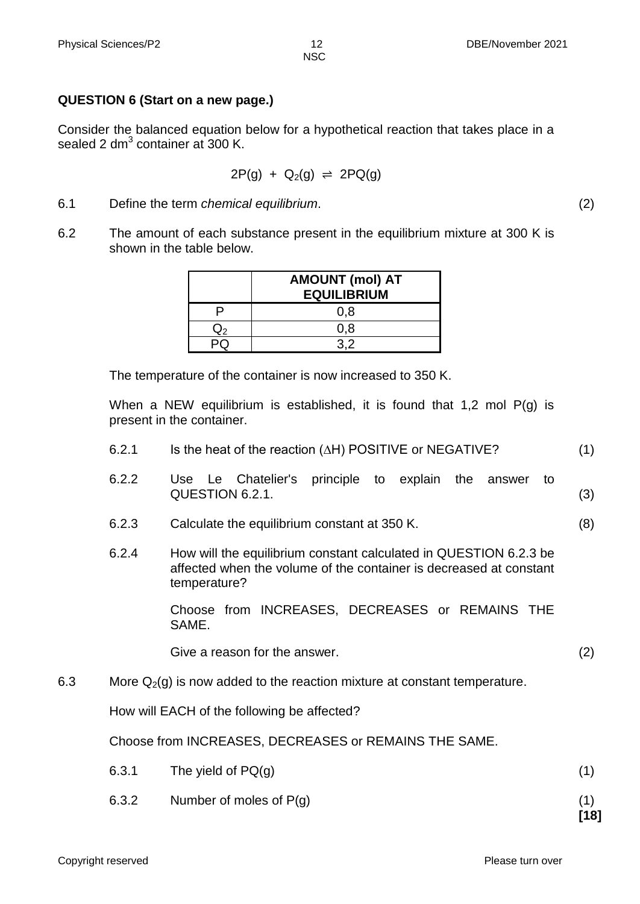**QUESTION 6 (Start on a new page.)**

Consider the balanced equation below for a hypothetical reaction that takes place in a sealed 2 $dm^3$ container at 300 K.

$$2P(g) + Q_2(g) \rightleftharpoons 2PQ(g)$$

6.1 Define the term *chemical equilibrium*. (2)

6.2 The amount of each substance present in the equilibrium mixture at 300 K is shown in the table below.

| | **AMOUNT (mol) AT EQUILIBRIUM** |
|---|---|
| P | 0,8 |
| $Q_2$ | 0,8 |
| PQ | 3,2 |

The temperature of the container is now increased to 350 K.

When a NEW equilibrium is established, it is found that 1,2 mol P(g) is present in the container.

6.2.1 Is the heat of the reaction ($\Delta H$) POSITIVE or NEGATIVE? (1)

6.2.2 Use Le Chatelier's principle to explain the answer to QUESTION 6.2.1. (3)

6.2.3 Calculate the equilibrium constant at 350 K. (8)

6.2.4 How will the equilibrium constant calculated in QUESTION 6.2.3 be affected when the volume of the container is decreased at constant temperature?

Choose from INCREASES, DECREASES or REMAINS THE SAME.

Give a reason for the answer. (2)

6.3 More $Q_2(g)$ is now added to the reaction mixture at constant temperature.

How will EACH of the following be affected?

Choose from INCREASES, DECREASES or REMAINS THE SAME.

6.3.1 The yield of PQ(g) (1)

6.3.2 Number of moles of P(g) (1)

**[18]**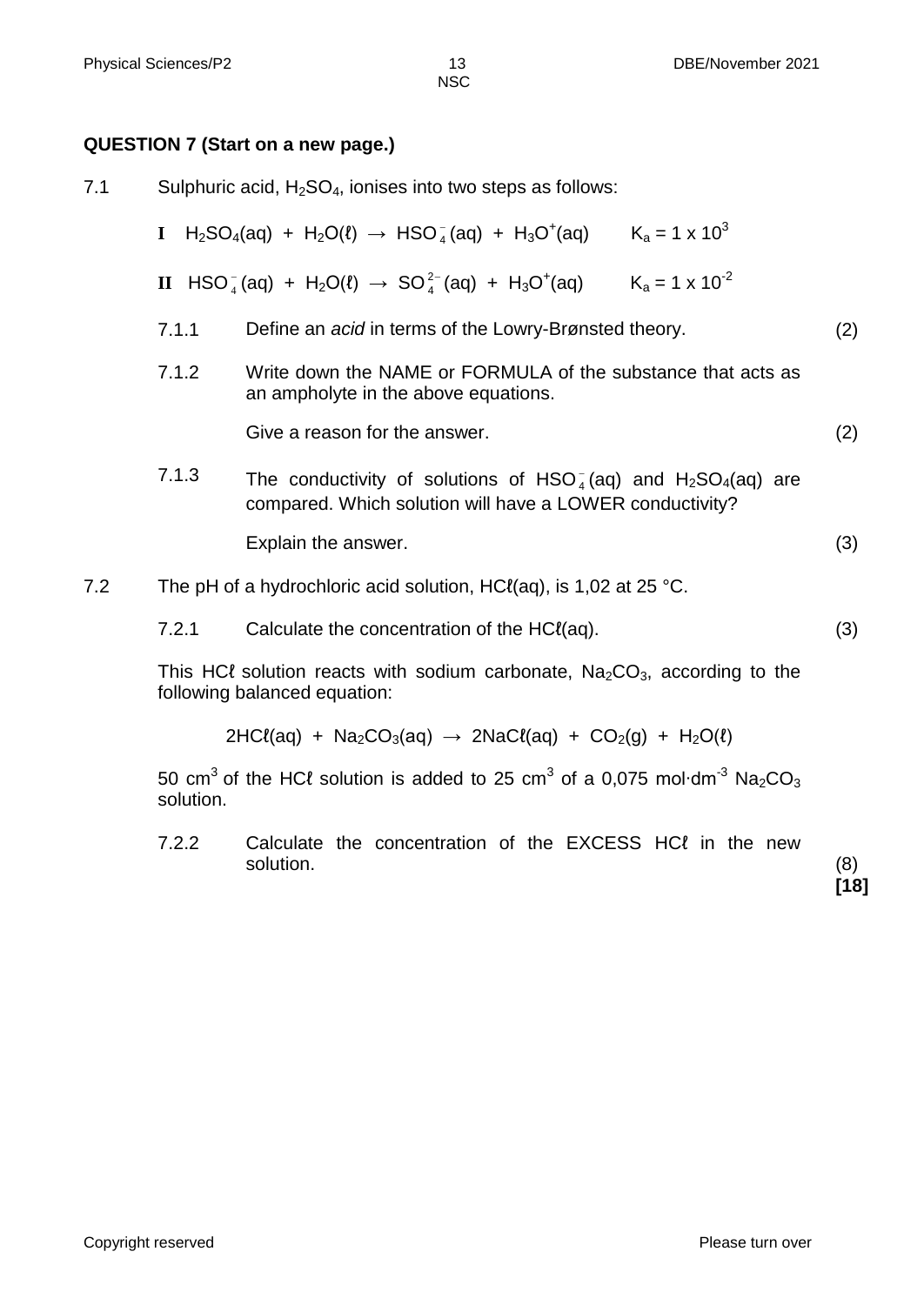**QUESTION 7 (Start on a new page.)**

7.1 Sulphuric acid, $H_2SO_4$, ionises into two steps as follows:

**I** $H_2SO_4(aq) + H_2O(\ell) \rightarrow HSO_4^-(aq) + H_3O^+(aq)$ $K_a = 1 \times 10^3$

**II** $HSO_4^-(aq) + H_2O(\ell) \rightarrow SO_4^{2-}(aq) + H_3O^+(aq)$ $K_a = 1 \times 10^{-2}$

7.1.1 Define an *acid* in terms of the Lowry-Brønsted theory. (2)

7.1.2 Write down the NAME or FORMULA of the substance that acts as an ampholyte in the above equations.

Give a reason for the answer. (2)

7.1.3 The conductivity of solutions of $HSO_4^-(aq)$ and $H_2SO_4(aq)$ are compared. Which solution will have a LOWER conductivity?

Explain the answer. (3)

7.2 The pH of a hydrochloric acid solution, $HC\ell(aq)$, is 1,02 at 25 °C.

7.2.1 Calculate the concentration of the $HC\ell(aq)$. (3)

This $HC\ell$ solution reacts with sodium carbonate, $Na_2CO_3$, according to the following balanced equation:

$$2HC\ell(aq) + Na_2CO_3(aq) \rightarrow 2NaC\ell(aq) + CO_2(g) + H_2O(\ell)$$

50 $cm^3$ of the $HC\ell$ solution is added to 25 $cm^3$ of a 0,075 $mol \cdot dm^{-3}$ $Na_2CO_3$ solution.

7.2.2 Calculate the concentration of the EXCESS $HC\ell$ in the new solution. (8)

**[18]**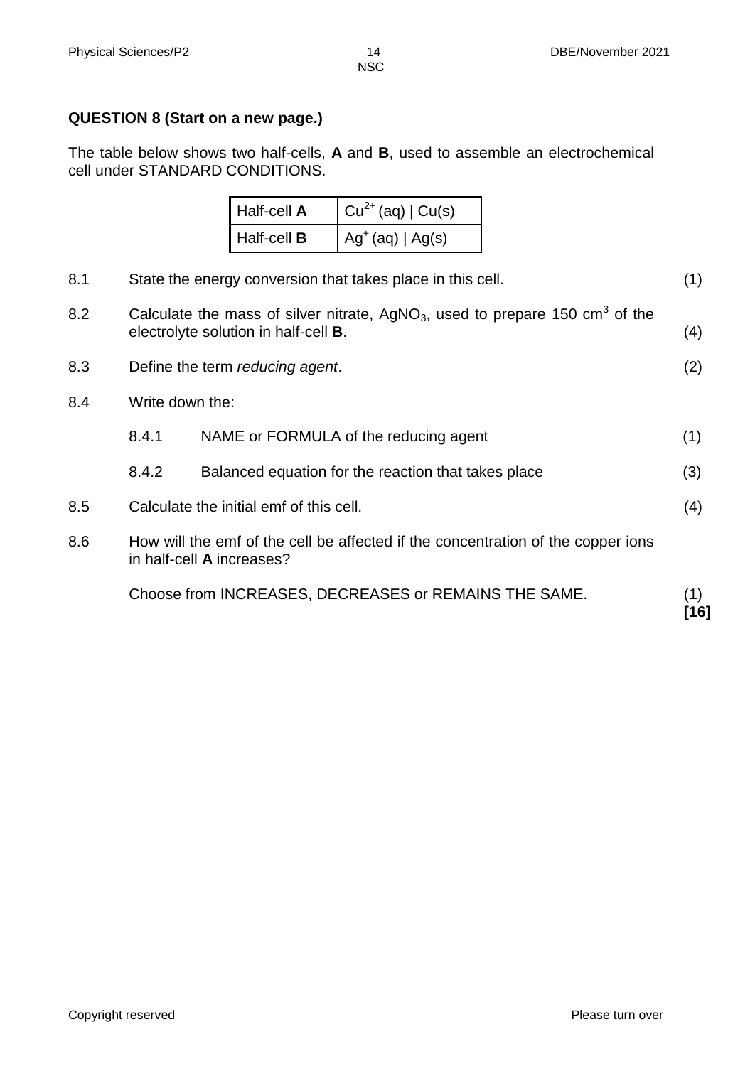## QUESTION 8 (Start on a new page.)

The table below shows two half-cells, **A** and **B**, used to assemble an electrochemical cell under STANDARD CONDITIONS.

| | |
|---|---|
| Half-cell **A** | $Cu^{2+}(aq) \mid Cu(s)$ |
| Half-cell **B** | $Ag^{+}(aq) \mid Ag(s)$ |

8.1 State the energy conversion that takes place in this cell. (1)

8.2 Calculate the mass of silver nitrate, $AgNO_3$, used to prepare 150 $cm^3$ of the electrolyte solution in half-cell **B**. (4)

8.3 Define the term *reducing agent*. (2)

8.4 Write down the:

8.4.1 NAME or FORMULA of the reducing agent (1)

8.4.2 Balanced equation for the reaction that takes place (3)

8.5 Calculate the initial emf of this cell. (4)

8.6 How will the emf of the cell be affected if the concentration of the copper ions in half-cell **A** increases?

Choose from INCREASES, DECREASES or REMAINS THE SAME. (1)

**[16]**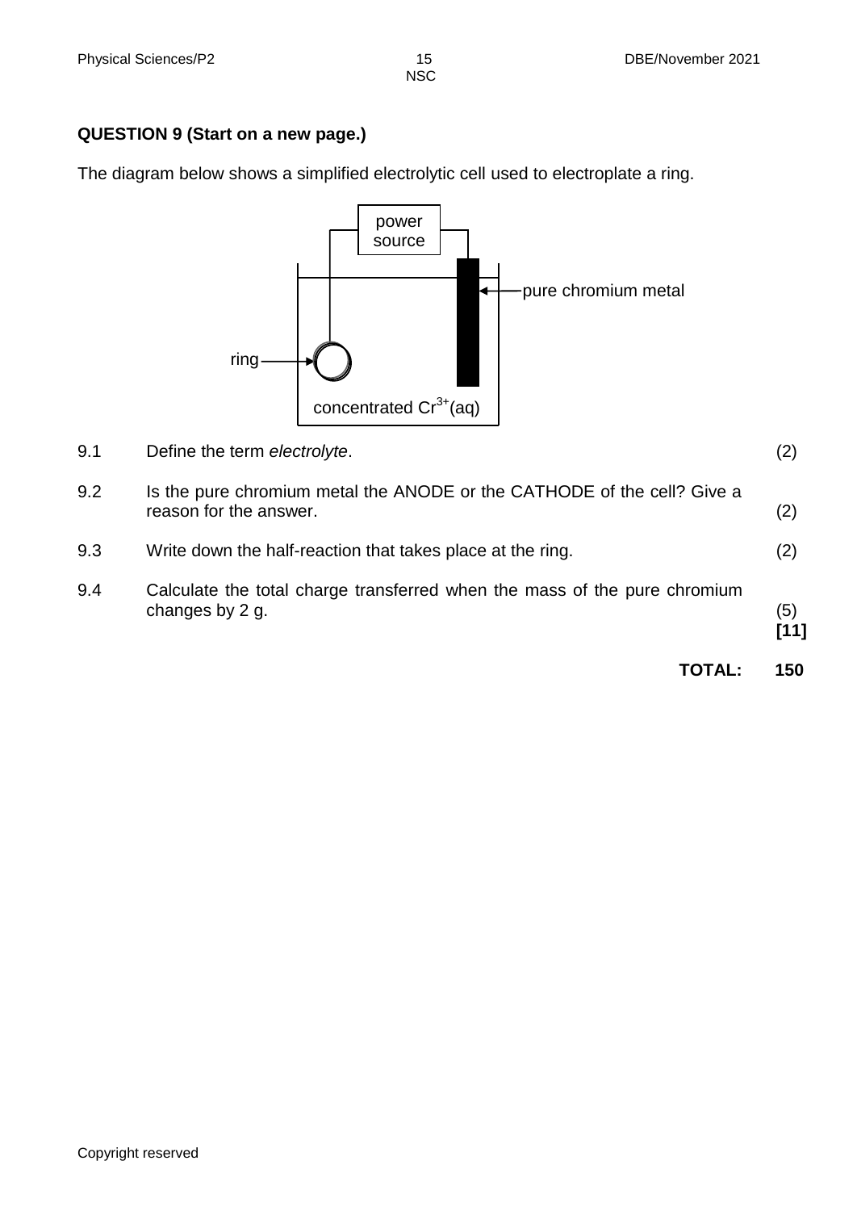**QUESTION 9 (Start on a new page.)**

The diagram below shows a simplified electrolytic cell used to electroplate a ring.

power source

pure chromium metal

ring

concentrated $Cr^{3+}(aq)$

9.1 Define the term *electrolyte*. (2)

9.2 Is the pure chromium metal the ANODE or the CATHODE of the cell? Give a reason for the answer. (2)

9.3 Write down the half-reaction that takes place at the ring. (2)

9.4 Calculate the total charge transferred when the mass of the pure chromium changes by 2 g. (5)
**[11]**

**TOTAL: 150**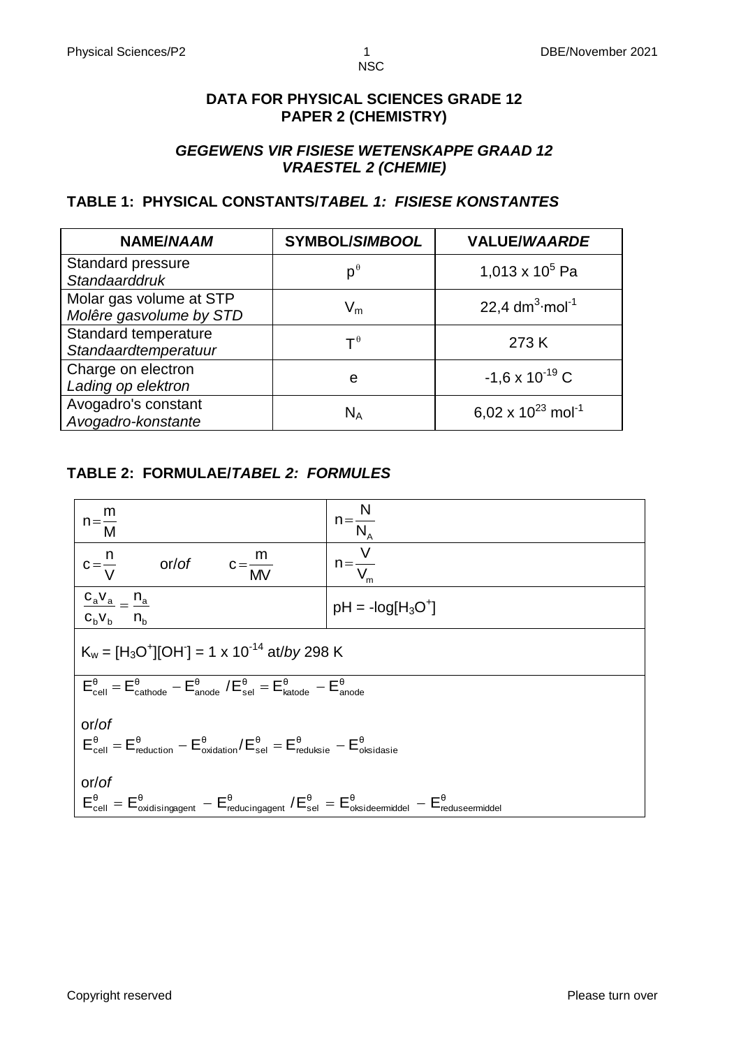**DATA FOR PHYSICAL SCIENCES GRADE 12**
**PAPER 2 (CHEMISTRY)**

***GEGEWENS VIR FISIESE WETENSKAPPE GRAAD 12***
***VRAESTEL 2 (CHEMIE)***

## TABLE 1: PHYSICAL CONSTANTS/*TABEL 1: FISIESE KONSTANTES*

| NAME/*NAAM* | SYMBOL/*SIMBOOL* | VALUE/*WAARDE* |
|---|---|---|
| Standard pressure *Standaarddruk* | $p^{\theta}$ | $1,013 \times 10^5$ Pa |
| Molar gas volume at STP *Molêr gasvolume by STD* | $V_m$ | $22,4\ dm^3 \cdot mol^{-1}$ |
| Standard temperature *Standaardtemperatuur* | $T^{\theta}$ | 273 K |
| Charge on electron *Lading op elektron* | e | $-1,6 \times 10^{-19}$ C |
| Avogadro's constant *Avogadro-konstante* | $N_A$ | $6,02 \times 10^{23}\ mol^{-1}$ |

## TABLE 2: FORMULAE/*TABEL 2: FORMULES*

| | |
|---|---|
| $n = \frac{m}{M}$ | $n = \frac{N}{N_A}$ |
| $c = \frac{n}{V}$ or/*of* $c = \frac{m}{MV}$ | $n = \frac{V}{V_m}$ |
| $\frac{c_a v_a}{c_b v_b} = \frac{n_a}{n_b}$ | $pH = -log[H_3O^+]$ |
| $K_w = [H_3O^+][OH^-] = 1 \times 10^{-14}$ at/*by* 298 K | |
| $E^{\theta}_{cell} = E^{\theta}_{cathode} - E^{\theta}_{anode} \,/\, E^{\theta}_{sel} = E^{\theta}_{katode} - E^{\theta}_{anode}$ <br><br> or/*of* <br><br> $E^{\theta}_{cell} = E^{\theta}_{reduction} - E^{\theta}_{oxidation} \,/\, E^{\theta}_{sel} = E^{\theta}_{reduksie} - E^{\theta}_{oksidasie}$ <br><br> or/*of* <br><br> $E^{\theta}_{cell} = E^{\theta}_{oxidising\,agent} - E^{\theta}_{reducing\,agent} \,/\, E^{\theta}_{sel} = E^{\theta}_{oksideermiddel} - E^{\theta}_{reduseermiddel}$ | |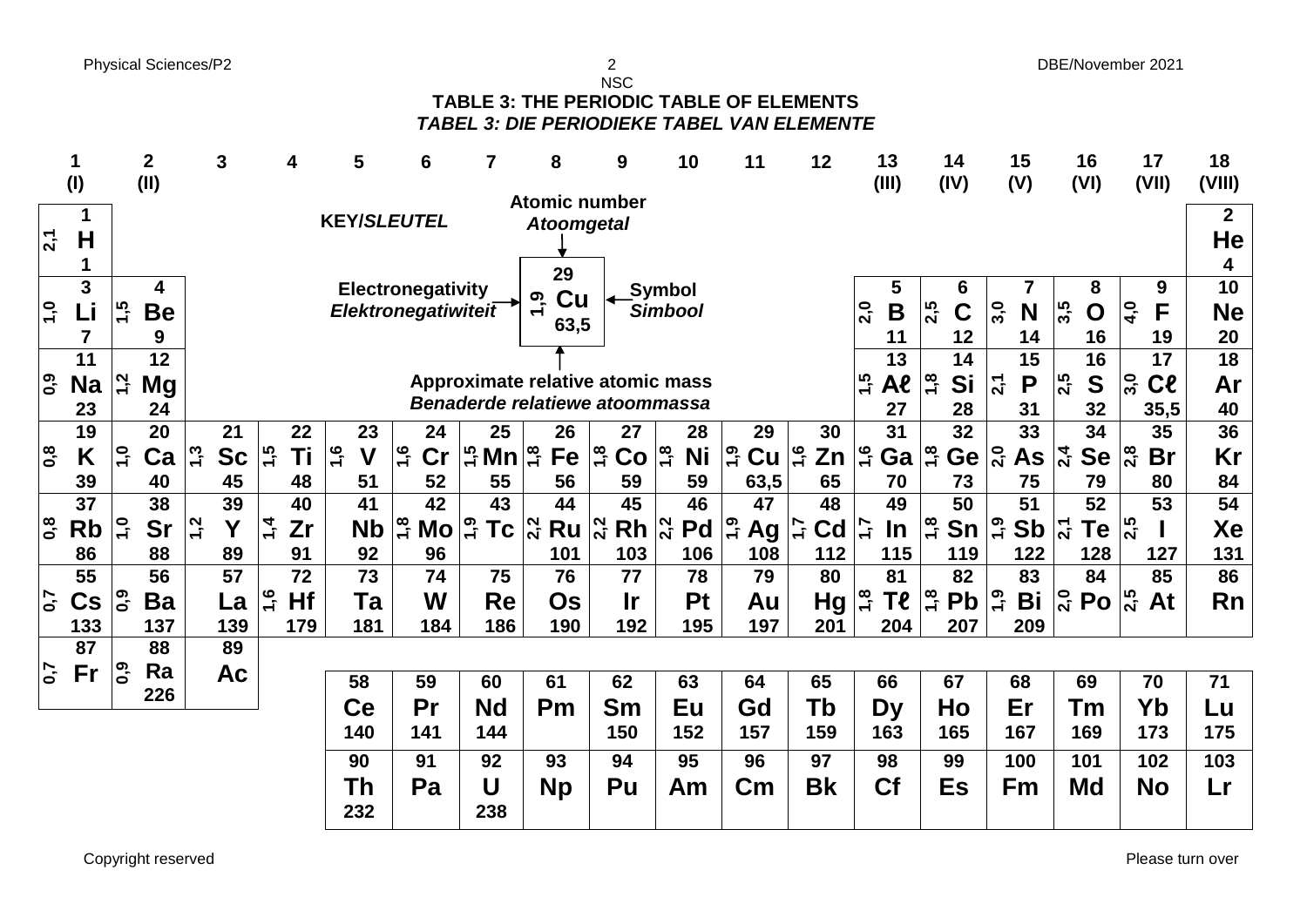## TABLE 3: THE PERIODIC TABLE OF ELEMENTS
### *TABEL 3: DIE PERIODIEKE TABEL VAN ELEMENTE*

**KEY/*SLEUTEL***

- Atomic number / *Atoomgetal*: 29
- Electronegativity / *Elektronegatiwiteit*: 1,9
- Symbol / *Simbool*: Cu
- Approximate relative atomic mass / *Benaderde relatiewe atoommassa*: 63,5

| 1 (I) | 2 (II) | 3 | 4 | 5 | 6 | 7 | 8 | 9 | 10 | 11 | 12 | 13 (III) | 14 (IV) | 15 (V) | 16 (VI) | 17 (VII) | 18 (VIII) |
|---|---|---|---|---|---|---|---|---|---|---|---|---|---|---|---|---|---|
| 1<br>2,1 **H**<br>1 | | | | | | | | | | | | | | | | | 2<br>**He**<br>4 |
| 3<br>1,0 **Li**<br>7 | 4<br>1,5 **Be**<br>9 | | | | | | | | | | | 5<br>2,0 **B**<br>11 | 6<br>2,5 **C**<br>12 | 7<br>3,0 **N**<br>14 | 8<br>3,5 **O**<br>16 | 9<br>4,0 **F**<br>19 | 10<br>**Ne**<br>20 |
| 11<br>0,9 **Na**<br>23 | 12<br>1,2 **Mg**<br>24 | | | | | | | | | | | 13<br>1,5 **Aℓ**<br>27 | 14<br>1,8 **Si**<br>28 | 15<br>2,1 **P**<br>31 | 16<br>2,5 **S**<br>32 | 17<br>3,0 **Cℓ**<br>35,5 | 18<br>**Ar**<br>40 |
| 19<br>0,8 **K**<br>39 | 20<br>1,0 **Ca**<br>40 | 21<br>1,3 **Sc**<br>45 | 22<br>1,5 **Ti**<br>48 | 23<br>1,6 **V**<br>51 | 24<br>1,6 **Cr**<br>52 | 25<br>1,5 **Mn**<br>55 | 26<br>1,8 **Fe**<br>56 | 27<br>1,8 **Co**<br>59 | 28<br>1,8 **Ni**<br>59 | 29<br>1,9 **Cu**<br>63,5 | 30<br>1,6 **Zn**<br>65 | 31<br>1,6 **Ga**<br>70 | 32<br>1,8 **Ge**<br>73 | 33<br>2,0 **As**<br>75 | 34<br>2,4 **Se**<br>79 | 35<br>2,8 **Br**<br>80 | 36<br>**Kr**<br>84 |
| 37<br>0,8 **Rb**<br>86 | 38<br>1,0 **Sr**<br>88 | 39<br>1,2 **Y**<br>89 | 40<br>1,4 **Zr**<br>91 | 41<br>**Nb**<br>92 | 42<br>1,8 **Mo**<br>96 | 43<br>1,9 **Tc** | 44<br>2,2 **Ru**<br>101 | 45<br>2,2 **Rh**<br>103 | 46<br>2,2 **Pd**<br>106 | 47<br>1,9 **Ag**<br>108 | 48<br>1,7 **Cd**<br>112 | 49<br>1,7 **In**<br>115 | 50<br>1,8 **Sn**<br>119 | 51<br>1,9 **Sb**<br>122 | 52<br>2,1 **Te**<br>128 | 53<br>2,5 **I**<br>127 | 54<br>**Xe**<br>131 |
| 55<br>0,7 **Cs**<br>133 | 56<br>0,9 **Ba**<br>137 | 57<br>**La**<br>139 | 72<br>1,6 **Hf**<br>179 | 73<br>**Ta**<br>181 | 74<br>**W**<br>184 | 75<br>**Re**<br>186 | 76<br>**Os**<br>190 | 77<br>**Ir**<br>192 | 78<br>**Pt**<br>195 | 79<br>**Au**<br>197 | 80<br>**Hg**<br>201 | 81<br>1,8 **Tℓ**<br>204 | 82<br>1,8 **Pb**<br>207 | 83<br>1,9 **Bi**<br>209 | 84<br>2,0 **Po** | 85<br>2,5 **At** | 86<br>**Rn** |
| 87<br>0,7 **Fr** | 88<br>0,9 **Ra**<br>226 | 89<br>**Ac** | | | | | | | | | | | | | | | |

| 58 | 59 | 60 | 61 | 62 | 63 | 64 | 65 | 66 | 67 | 68 | 69 | 70 | 71 |
|---|---|---|---|---|---|---|---|---|---|---|---|---|---|
| **Ce**<br>140 | **Pr**<br>141 | **Nd**<br>144 | **Pm** | **Sm**<br>150 | **Eu**<br>152 | **Gd**<br>157 | **Tb**<br>159 | **Dy**<br>163 | **Ho**<br>165 | **Er**<br>167 | **Tm**<br>169 | **Yb**<br>173 | **Lu**<br>175 |
| **90** | **91** | **92** | **93** | **94** | **95** | **96** | **97** | **98** | **99** | **100** | **101** | **102** | **103** |
| **Th**<br>232 | **Pa** | **U**<br>238 | **Np** | **Pu** | **Am** | **Cm** | **Bk** | **Cf** | **Es** | **Fm** | **Md** | **No** | **Lr** |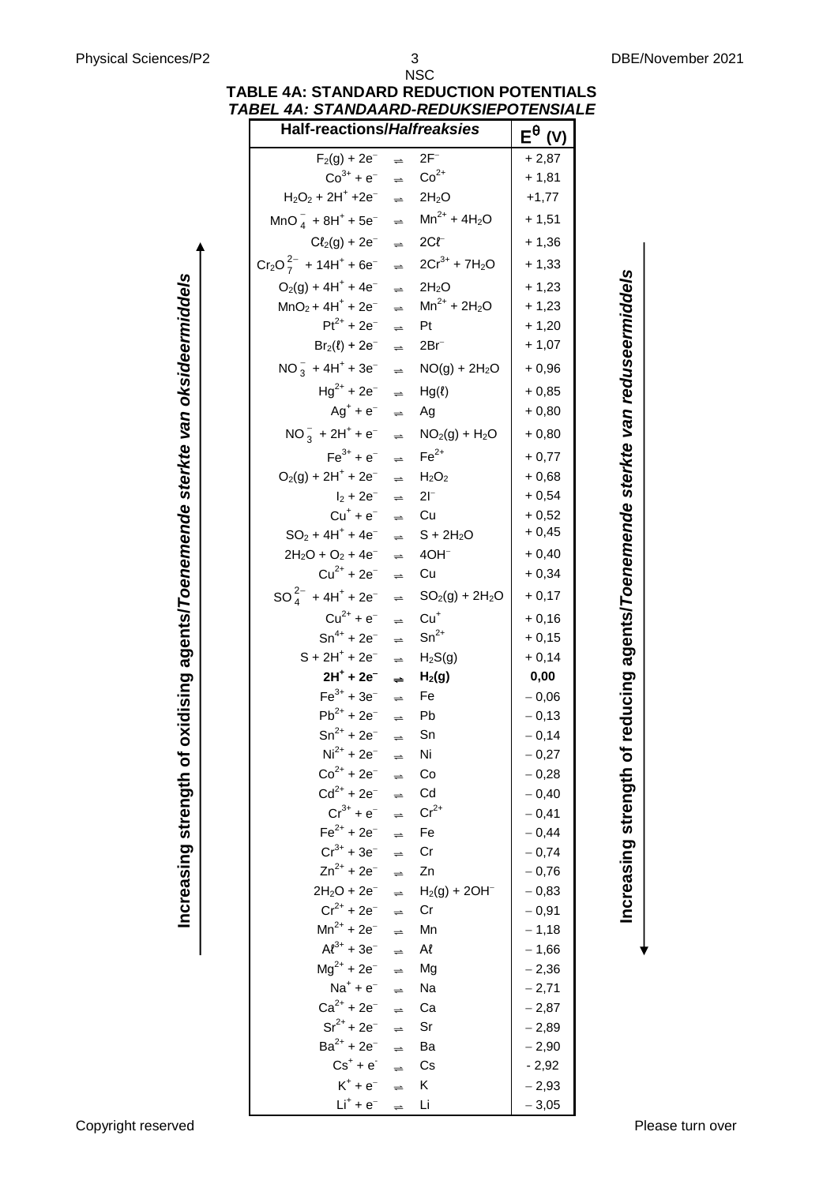# TABLE 4A: STANDARD REDUCTION POTENTIALS
## *TABEL 4A: STANDAARD-REDUKSIEPOTENSIALE*

Increasing strength of oxidising agents/*Toenemende sterkte van oksideermiddels* (increasing upward)

Increasing strength of reducing agents/*Toenemende sterkte van reduseermiddels* (increasing downward)

| Half-reactions/*Halfreaksies* | | | $E^\theta$ (V) |
|---|---|---|---|
| $F_2(g) + 2e^-$ | ⇌ | $2F^-$ | + 2,87 |
| $Co^{3+} + e^-$ | ⇌ | $Co^{2+}$ | + 1,81 |
| $H_2O_2 + 2H^+ + 2e^-$ | ⇌ | $2H_2O$ | +1,77 |
| $MnO_4^- + 8H^+ + 5e^-$ | ⇌ | $Mn^{2+} + 4H_2O$ | + 1,51 |
| $C\ell_2(g) + 2e^-$ | ⇌ | $2C\ell^-$ | + 1,36 |
| $Cr_2O_7^{2-} + 14H^+ + 6e^-$ | ⇌ | $2Cr^{3+} + 7H_2O$ | + 1,33 |
| $O_2(g) + 4H^+ + 4e^-$ | ⇌ | $2H_2O$ | + 1,23 |
| $MnO_2 + 4H^+ + 2e^-$ | ⇌ | $Mn^{2+} + 2H_2O$ | + 1,23 |
| $Pt^{2+} + 2e^-$ | ⇌ | $Pt$ | + 1,20 |
| $Br_2(\ell) + 2e^-$ | ⇌ | $2Br^-$ | + 1,07 |
| $NO_3^- + 4H^+ + 3e^-$ | ⇌ | $NO(g) + 2H_2O$ | + 0,96 |
| $Hg^{2+} + 2e^-$ | ⇌ | $Hg(\ell)$ | + 0,85 |
| $Ag^+ + e^-$ | ⇌ | $Ag$ | + 0,80 |
| $NO_3^- + 2H^+ + e^-$ | ⇌ | $NO_2(g) + H_2O$ | + 0,80 |
| $Fe^{3+} + e^-$ | ⇌ | $Fe^{2+}$ | + 0,77 |
| $O_2(g) + 2H^+ + 2e^-$ | ⇌ | $H_2O_2$ | + 0,68 |
| $I_2 + 2e^-$ | ⇌ | $2I^-$ | + 0,54 |
| $Cu^+ + e^-$ | ⇌ | $Cu$ | + 0,52 |
| $SO_2 + 4H^+ + 4e^-$ | ⇌ | $S + 2H_2O$ | + 0,45 |
| $2H_2O + O_2 + 4e^-$ | ⇌ | $4OH^-$ | + 0,40 |
| $Cu^{2+} + 2e^-$ | ⇌ | $Cu$ | + 0,34 |
| $SO_4^{2-} + 4H^+ + 2e^-$ | ⇌ | $SO_2(g) + 2H_2O$ | + 0,17 |
| $Cu^{2+} + e^-$ | ⇌ | $Cu^+$ | + 0,16 |
| $Sn^{4+} + 2e^-$ | ⇌ | $Sn^{2+}$ | + 0,15 |
| $S + 2H^+ + 2e^-$ | ⇌ | $H_2S(g)$ | + 0,14 |
| **$2H^+ + 2e^-$** | **⇌** | **$H_2(g)$** | **0,00** |
| $Fe^{3+} + 3e^-$ | ⇌ | $Fe$ | − 0,06 |
| $Pb^{2+} + 2e^-$ | ⇌ | $Pb$ | − 0,13 |
| $Sn^{2+} + 2e^-$ | ⇌ | $Sn$ | − 0,14 |
| $Ni^{2+} + 2e^-$ | ⇌ | $Ni$ | − 0,27 |
| $Co^{2+} + 2e^-$ | ⇌ | $Co$ | − 0,28 |
| $Cd^{2+} + 2e^-$ | ⇌ | $Cd$ | − 0,40 |
| $Cr^{3+} + e^-$ | ⇌ | $Cr^{2+}$ | − 0,41 |
| $Fe^{2+} + 2e^-$ | ⇌ | $Fe$ | − 0,44 |
| $Cr^{3+} + 3e^-$ | ⇌ | $Cr$ | − 0,74 |
| $Zn^{2+} + 2e^-$ | ⇌ | $Zn$ | − 0,76 |
| $2H_2O + 2e^-$ | ⇌ | $H_2(g) + 2OH^-$ | − 0,83 |
| $Cr^{2+} + 2e^-$ | ⇌ | $Cr$ | − 0,91 |
| $Mn^{2+} + 2e^-$ | ⇌ | $Mn$ | − 1,18 |
| $A\ell^{3+} + 3e^-$ | ⇌ | $A\ell$ | − 1,66 |
| $Mg^{2+} + 2e^-$ | ⇌ | $Mg$ | − 2,36 |
| $Na^+ + e^-$ | ⇌ | $Na$ | − 2,71 |
| $Ca^{2+} + 2e^-$ | ⇌ | $Ca$ | − 2,87 |
| $Sr^{2+} + 2e^-$ | ⇌ | $Sr$ | − 2,89 |
| $Ba^{2+} + 2e^-$ | ⇌ | $Ba$ | − 2,90 |
| $Cs^+ + e^-$ | ⇌ | $Cs$ | - 2,92 |
| $K^+ + e^-$ | ⇌ | $K$ | − 2,93 |
| $Li^+ + e^-$ | ⇌ | $Li$ | − 3,05 |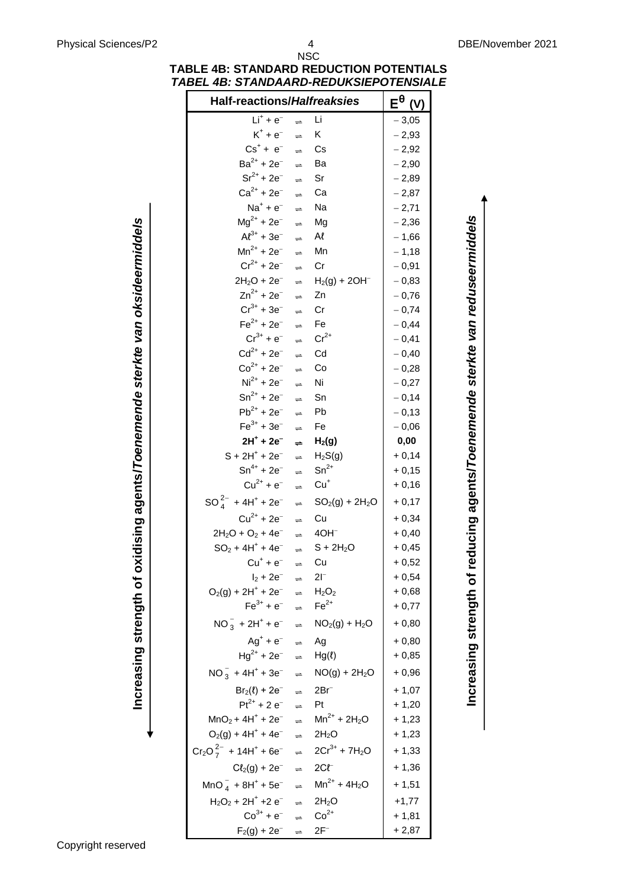# TABLE 4B: STANDARD REDUCTION POTENTIALS
## *TABEL 4B: STANDAARD-REDUKSIEPOTENSIALE*

| Half-reactions/*Halfreaksies* | | | $E^{\theta}$ (V) |
|---:|:---:|:---|:---:|
| $Li^{+} + e^{-}$ | ⇌ | $Li$ | − 3,05 |
| $K^{+} + e^{-}$ | ⇌ | $K$ | − 2,93 |
| $Cs^{+} + e^{-}$ | ⇌ | $Cs$ | − 2,92 |
| $Ba^{2+} + 2e^{-}$ | ⇌ | $Ba$ | − 2,90 |
| $Sr^{2+} + 2e^{-}$ | ⇌ | $Sr$ | − 2,89 |
| $Ca^{2+} + 2e^{-}$ | ⇌ | $Ca$ | − 2,87 |
| $Na^{+} + e^{-}$ | ⇌ | $Na$ | − 2,71 |
| $Mg^{2+} + 2e^{-}$ | ⇌ | $Mg$ | − 2,36 |
| $A\ell^{3+} + 3e^{-}$ | ⇌ | $A\ell$ | − 1,66 |
| $Mn^{2+} + 2e^{-}$ | ⇌ | $Mn$ | − 1,18 |
| $Cr^{2+} + 2e^{-}$ | ⇌ | $Cr$ | − 0,91 |
| $2H_2O + 2e^{-}$ | ⇌ | $H_2(g) + 2OH^{-}$ | − 0,83 |
| $Zn^{2+} + 2e^{-}$ | ⇌ | $Zn$ | − 0,76 |
| $Cr^{3+} + 3e^{-}$ | ⇌ | $Cr$ | − 0,74 |
| $Fe^{2+} + 2e^{-}$ | ⇌ | $Fe$ | − 0,44 |
| $Cr^{3+} + e^{-}$ | ⇌ | $Cr^{2+}$ | − 0,41 |
| $Cd^{2+} + 2e^{-}$ | ⇌ | $Cd$ | − 0,40 |
| $Co^{2+} + 2e^{-}$ | ⇌ | $Co$ | − 0,28 |
| $Ni^{2+} + 2e^{-}$ | ⇌ | $Ni$ | − 0,27 |
| $Sn^{2+} + 2e^{-}$ | ⇌ | $Sn$ | − 0,14 |
| $Pb^{2+} + 2e^{-}$ | ⇌ | $Pb$ | − 0,13 |
| $Fe^{3+} + 3e^{-}$ | ⇌ | $Fe$ | − 0,06 |
| **$2H^{+} + 2e^{-}$** | ⇌ | **$H_2(g)$** | **0,00** |
| $S + 2H^{+} + 2e^{-}$ | ⇌ | $H_2S(g)$ | + 0,14 |
| $Sn^{4+} + 2e^{-}$ | ⇌ | $Sn^{2+}$ | + 0,15 |
| $Cu^{2+} + e^{-}$ | ⇌ | $Cu^{+}$ | + 0,16 |
| $SO_4^{2-} + 4H^{+} + 2e^{-}$ | ⇌ | $SO_2(g) + 2H_2O$ | + 0,17 |
| $Cu^{2+} + 2e^{-}$ | ⇌ | $Cu$ | + 0,34 |
| $2H_2O + O_2 + 4e^{-}$ | ⇌ | $4OH^{-}$ | + 0,40 |
| $SO_2 + 4H^{+} + 4e^{-}$ | ⇌ | $S + 2H_2O$ | + 0,45 |
| $Cu^{+} + e^{-}$ | ⇌ | $Cu$ | + 0,52 |
| $I_2 + 2e^{-}$ | ⇌ | $2I^{-}$ | + 0,54 |
| $O_2(g) + 2H^{+} + 2e^{-}$ | ⇌ | $H_2O_2$ | + 0,68 |
| $Fe^{3+} + e^{-}$ | ⇌ | $Fe^{2+}$ | + 0,77 |
| $NO_3^{-} + 2H^{+} + e^{-}$ | ⇌ | $NO_2(g) + H_2O$ | + 0,80 |
| $Ag^{+} + e^{-}$ | ⇌ | $Ag$ | + 0,80 |
| $Hg^{2+} + 2e^{-}$ | ⇌ | $Hg(\ell)$ | + 0,85 |
| $NO_3^{-} + 4H^{+} + 3e^{-}$ | ⇌ | $NO(g) + 2H_2O$ | + 0,96 |
| $Br_2(\ell) + 2e^{-}$ | ⇌ | $2Br^{-}$ | + 1,07 |
| $Pt^{2+} + 2e^{-}$ | ⇌ | $Pt$ | + 1,20 |
| $MnO_2 + 4H^{+} + 2e^{-}$ | ⇌ | $Mn^{2+} + 2H_2O$ | + 1,23 |
| $O_2(g) + 4H^{+} + 4e^{-}$ | ⇌ | $2H_2O$ | + 1,23 |
| $Cr_2O_7^{2-} + 14H^{+} + 6e^{-}$ | ⇌ | $2Cr^{3+} + 7H_2O$ | + 1,33 |
| $C\ell_2(g) + 2e^{-}$ | ⇌ | $2C\ell^{-}$ | + 1,36 |
| $MnO_4^{-} + 8H^{+} + 5e^{-}$ | ⇌ | $Mn^{2+} + 4H_2O$ | + 1,51 |
| $H_2O_2 + 2H^{+} + 2e^{-}$ | ⇌ | $2H_2O$ | +1,77 |
| $Co^{3+} + e^{-}$ | ⇌ | $Co^{2+}$ | + 1,81 |
| $F_2(g) + 2e^{-}$ | ⇌ | $2F^{-}$ | + 2,87 |

Increasing strength of oxidising agents/*Toenemende sterkte van oksideermiddels* (↓ downwards)

Increasing strength of reducing agents/*Toenemende sterkte van reduseermiddels* (↑ upwards)